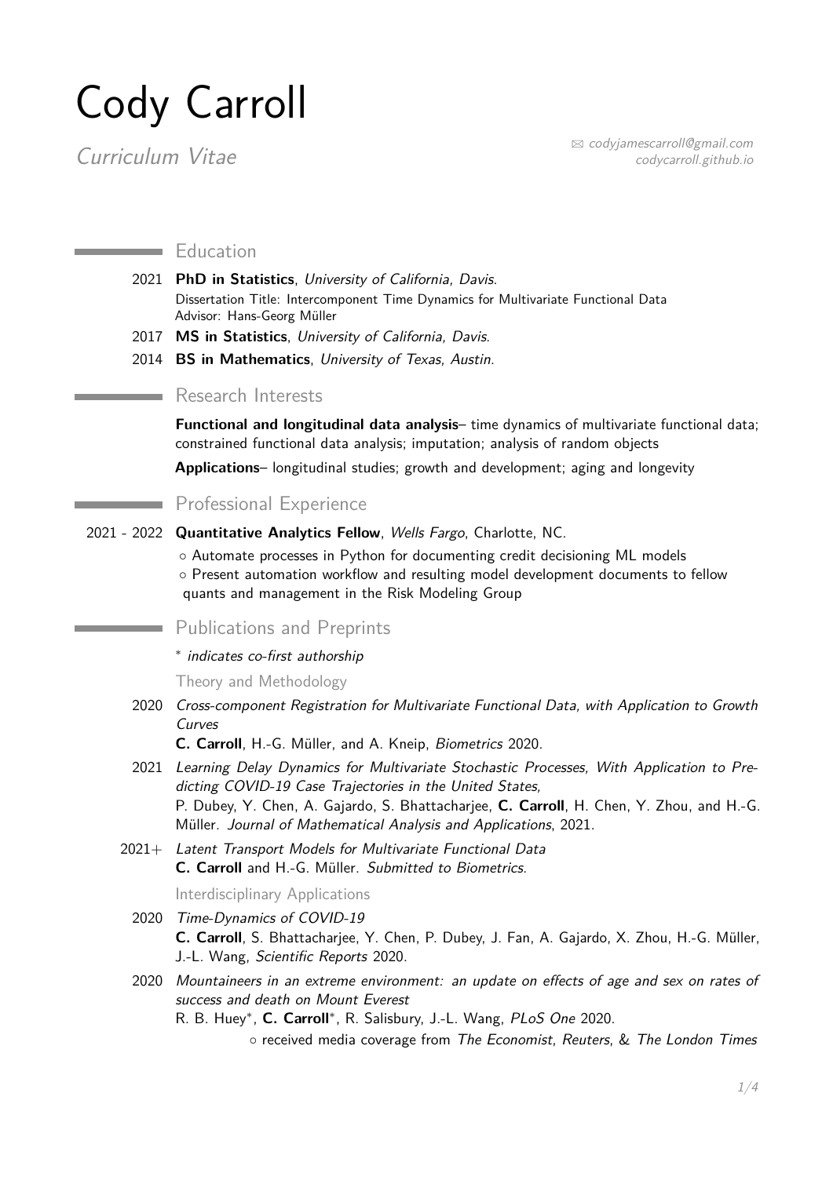# Cody Carroll

*Curriculum Vitae*

✉ *codyjamescarroll@gmail.com*
*codycarroll.github.io*

## Education

2021 **PhD in Statistics**, *University of California, Davis*.
Dissertation Title: Intercomponent Time Dynamics for Multivariate Functional Data
Advisor: Hans-Georg Müller

2017 **MS in Statistics**, *University of California, Davis*.

2014 **BS in Mathematics**, *University of Texas, Austin*.

## Research Interests

**Functional and longitudinal data analysis**– time dynamics of multivariate functional data; constrained functional data analysis; imputation; analysis of random objects

**Applications**– longitudinal studies; growth and development; aging and longevity

## Professional Experience

2021 - 2022 **Quantitative Analytics Fellow**, *Wells Fargo*, Charlotte, NC.

- Automate processes in Python for documenting credit decisioning ML models
- Present automation workflow and resulting model development documents to fellow quants and management in the Risk Modeling Group

## Publications and Preprints

* *indicates co-first authorship*

### Theory and Methodology

2020 *Cross-component Registration for Multivariate Functional Data, with Application to Growth Curves*
**C. Carroll**, H.-G. Müller, and A. Kneip, *Biometrics* 2020.

2021 *Learning Delay Dynamics for Multivariate Stochastic Processes, With Application to Predicting COVID-19 Case Trajectories in the United States,*
P. Dubey, Y. Chen, A. Gajardo, S. Bhattacharjee, **C. Carroll**, H. Chen, Y. Zhou, and H.-G. Müller. *Journal of Mathematical Analysis and Applications*, 2021.

2021+ *Latent Transport Models for Multivariate Functional Data*
**C. Carroll** and H.-G. Müller. *Submitted to Biometrics*.

### Interdisciplinary Applications

2020 *Time-Dynamics of COVID-19*
**C. Carroll**, S. Bhattacharjee, Y. Chen, P. Dubey, J. Fan, A. Gajardo, X. Zhou, H.-G. Müller, J.-L. Wang, *Scientific Reports* 2020.

2020 *Mountaineers in an extreme environment: an update on effects of age and sex on rates of success and death on Mount Everest*
R. B. Huey*, **C. Carroll***, R. Salisbury, J.-L. Wang, *PLoS One* 2020.

- received media coverage from *The Economist*, *Reuters*, & *The London Times*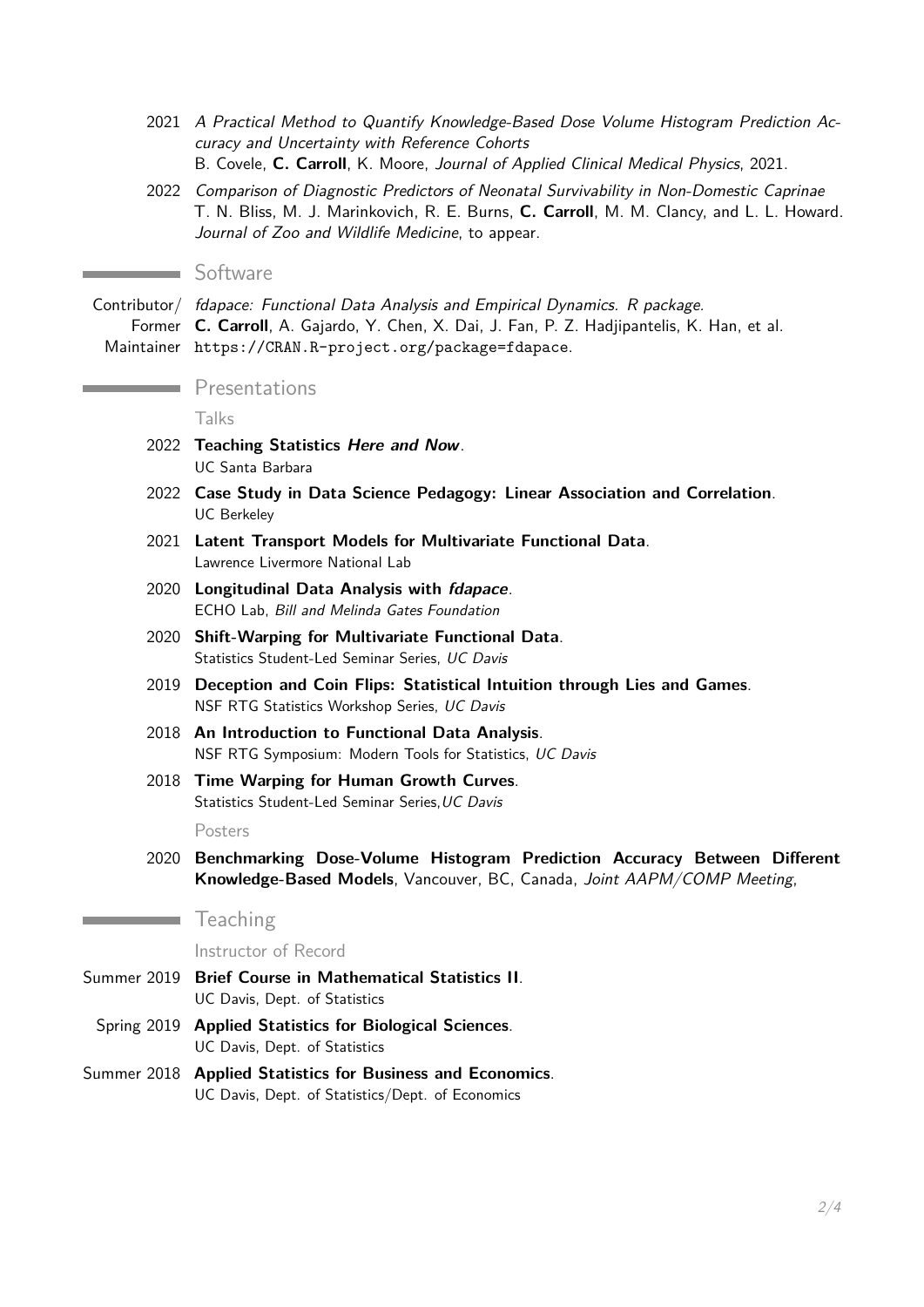2021 *A Practical Method to Quantify Knowledge-Based Dose Volume Histogram Prediction Accuracy and Uncertainty with Reference Cohorts*
B. Covele, **C. Carroll**, K. Moore, *Journal of Applied Clinical Medical Physics*, 2021.

2022 *Comparison of Diagnostic Predictors of Neonatal Survivability in Non-Domestic Caprinae*
T. N. Bliss, M. J. Marinkovich, R. E. Burns, **C. Carroll**, M. M. Clancy, and L. L. Howard. *Journal of Zoo and Wildlife Medicine*, to appear.

## Software

Contributor/ Former Maintainer *fdapace: Functional Data Analysis and Empirical Dynamics. R package.*
**C. Carroll**, A. Gajardo, Y. Chen, X. Dai, J. Fan, P. Z. Hadjipantelis, K. Han, et al.
https://CRAN.R-project.org/package=fdapace.

## Presentations

### Talks

2022 **Teaching Statistics *Here and Now***.
UC Santa Barbara

2022 **Case Study in Data Science Pedagogy: Linear Association and Correlation**.
UC Berkeley

2021 **Latent Transport Models for Multivariate Functional Data**.
Lawrence Livermore National Lab

2020 **Longitudinal Data Analysis with *fdapace***.
ECHO Lab, *Bill and Melinda Gates Foundation*

2020 **Shift-Warping for Multivariate Functional Data**.
Statistics Student-Led Seminar Series, *UC Davis*

2019 **Deception and Coin Flips: Statistical Intuition through Lies and Games**.
NSF RTG Statistics Workshop Series, *UC Davis*

2018 **An Introduction to Functional Data Analysis**.
NSF RTG Symposium: Modern Tools for Statistics, *UC Davis*

2018 **Time Warping for Human Growth Curves**.
Statistics Student-Led Seminar Series, *UC Davis*

### Posters

2020 **Benchmarking Dose-Volume Histogram Prediction Accuracy Between Different Knowledge-Based Models**, Vancouver, BC, Canada, *Joint AAPM/COMP Meeting*,

## Teaching

### Instructor of Record

Summer 2019 **Brief Course in Mathematical Statistics II**.
UC Davis, Dept. of Statistics

Spring 2019 **Applied Statistics for Biological Sciences**.
UC Davis, Dept. of Statistics

Summer 2018 **Applied Statistics for Business and Economics**.
UC Davis, Dept. of Statistics/Dept. of Economics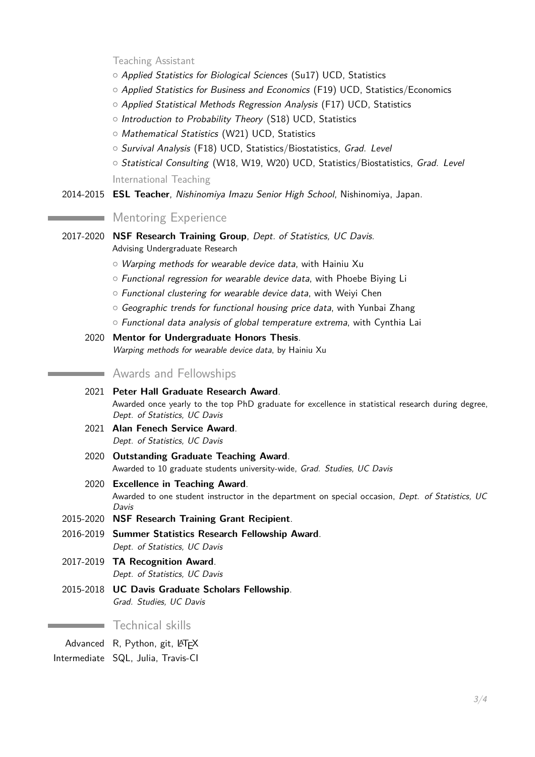Teaching Assistant

- *Applied Statistics for Biological Sciences* (Su17) UCD, Statistics
- *Applied Statistics for Business and Economics* (F19) UCD, Statistics/Economics
- *Applied Statistical Methods Regression Analysis* (F17) UCD, Statistics
- *Introduction to Probability Theory* (S18) UCD, Statistics
- *Mathematical Statistics* (W21) UCD, Statistics
- *Survival Analysis* (F18) UCD, Statistics/Biostatistics, *Grad. Level*
- *Statistical Consulting* (W18, W19, W20) UCD, Statistics/Biostatistics, *Grad. Level*

International Teaching

2014-2015 **ESL Teacher**, *Nishinomiya Imazu Senior High School*, Nishinomiya, Japan.

## Mentoring Experience

2017-2020 **NSF Research Training Group**, *Dept. of Statistics, UC Davis*.
Advising Undergraduate Research

- *Warping methods for wearable device data*, with Hainiu Xu
- *Functional regression for wearable device data*, with Phoebe Biying Li
- *Functional clustering for wearable device data*, with Weiyi Chen
- *Geographic trends for functional housing price data*, with Yunbai Zhang
- *Functional data analysis of global temperature extrema*, with Cynthia Lai

2020 **Mentor for Undergraduate Honors Thesis**.
*Warping methods for wearable device data*, by Hainiu Xu

## Awards and Fellowships

2021 **Peter Hall Graduate Research Award**.
Awarded once yearly to the top PhD graduate for excellence in statistical research during degree, *Dept. of Statistics, UC Davis*

2021 **Alan Fenech Service Award**.
*Dept. of Statistics, UC Davis*

2020 **Outstanding Graduate Teaching Award**.
Awarded to 10 graduate students university-wide, *Grad. Studies, UC Davis*

2020 **Excellence in Teaching Award**.
Awarded to one student instructor in the department on special occasion, *Dept. of Statistics, UC Davis*

2015-2020 **NSF Research Training Grant Recipient**.

2016-2019 **Summer Statistics Research Fellowship Award**.
*Dept. of Statistics, UC Davis*

2017-2019 **TA Recognition Award**.
*Dept. of Statistics, UC Davis*

2015-2018 **UC Davis Graduate Scholars Fellowship**.
*Grad. Studies, UC Davis*

## Technical skills

Advanced R, Python, git, LaTeX

Intermediate SQL, Julia, Travis-CI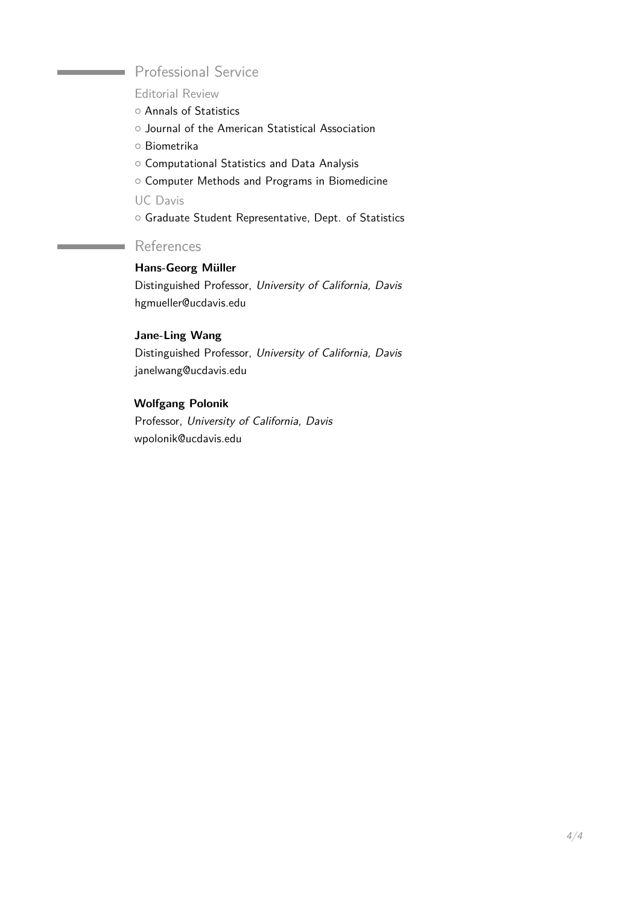## Professional Service

### Editorial Review

- Annals of Statistics
- Journal of the American Statistical Association
- Biometrika
- Computational Statistics and Data Analysis
- Computer Methods and Programs in Biomedicine

### UC Davis

- Graduate Student Representative, Dept. of Statistics

## References

**Hans-Georg Müller**
Distinguished Professor, *University of California, Davis*
hgmueller@ucdavis.edu

**Jane-Ling Wang**
Distinguished Professor, *University of California, Davis*
janelwang@ucdavis.edu

**Wolfgang Polonik**
Professor, *University of California, Davis*
wpolonik@ucdavis.edu